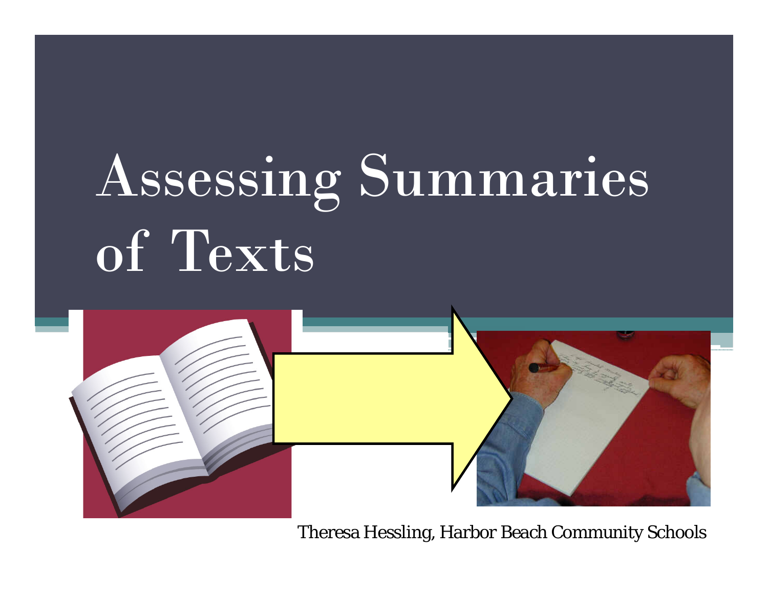# Assessing Summaries of Texts

Theresa Hessling, Harbor Beach Community Schools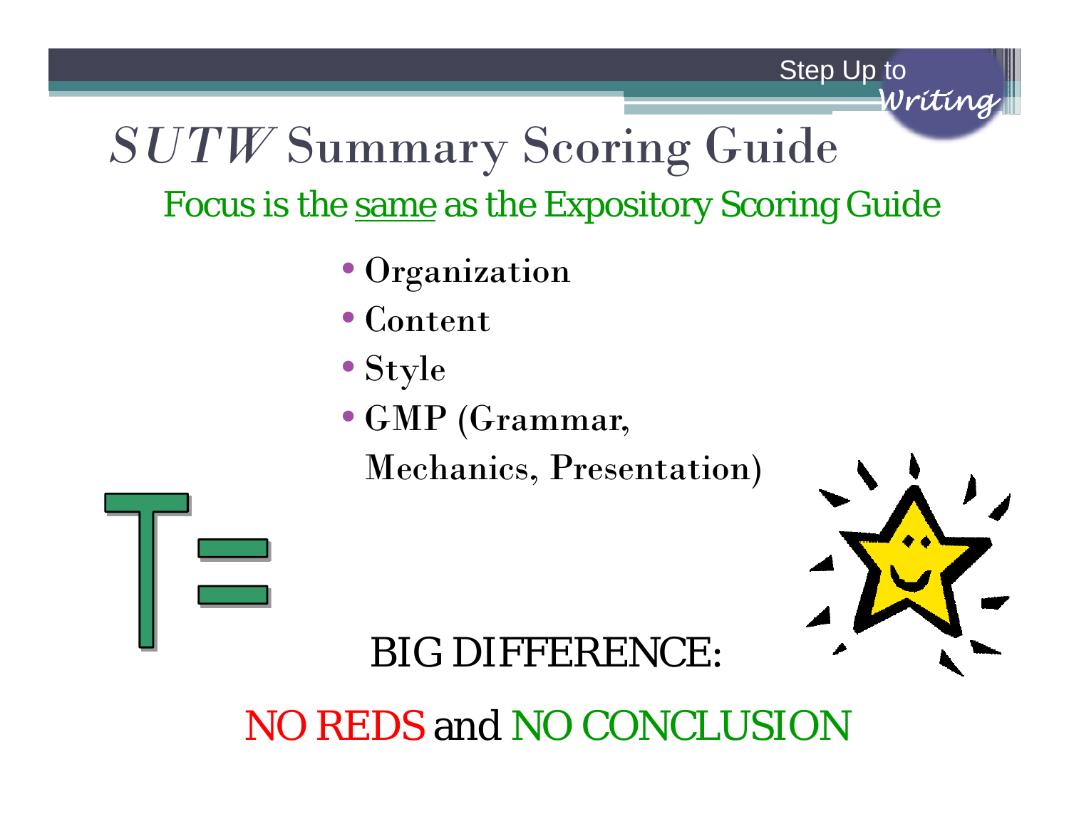# *SUTW* Summary Scoring Guide

Focus is the same as the Expository Scoring Guide

- Organization
- Content
- Style
- GMP (Grammar, Mechanics, Presentation)

BIG DIFFERENCE:

NO REDS and NO CONCLUSION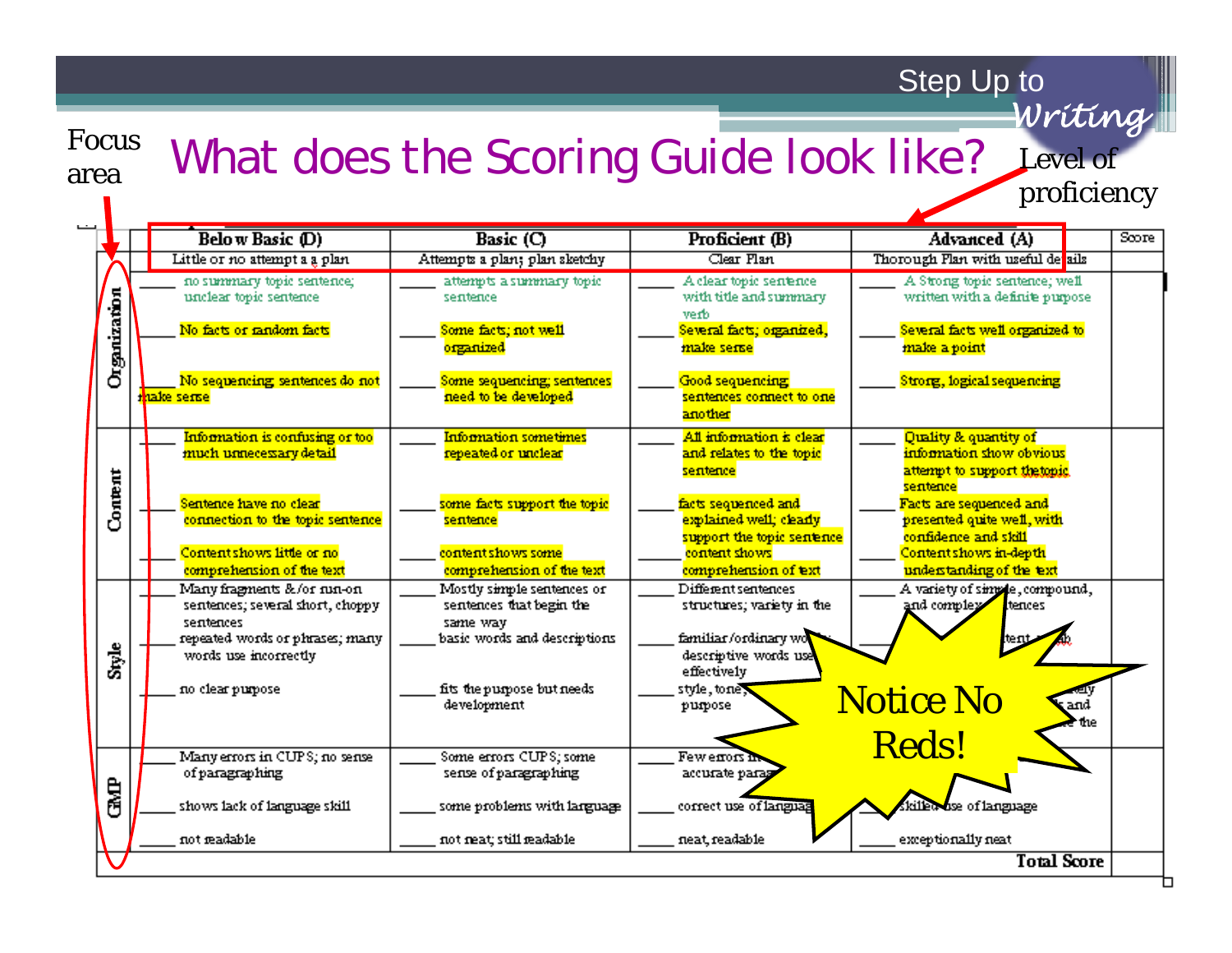# What does the Scoring Guide look like?

Focus area

Level of proficiency

| | Below Basic (D) | Basic (C) | Proficient (B) | Advanced (A) | Score |
|---|---|---|---|---|---|
| | Little or no attempt a a plan | Attempts a plan; plan sketchy | Clear Plan | Thorough Plan with useful details | |
| **Organization** | ____ no summary topic sentence; unclear topic sentence<br>____ No facts or random facts<br>____ No sequencing sentences do not make sense | ____ attempts a summary topic sentence<br>____ Some facts; not well organized<br>____ Some sequencing; sentences need to be developed | ____ A clear topic sentence with title and summary verb<br>____ Several facts; organized, make sense<br>____ Good sequencing sentences connect to one another | ____ A Strong topic sentence; well written with a definite purpose<br>____ Several facts well organized to make a point<br>____ Strong, logical sequencing | |
| **Content** | ____ Information is confusing or too much unnecessary detail<br>____ Sentence have no clear connection to the topic sentence<br>____ Content shows little or no comprehension of the text | ____ Information sometimes repeated or unclear<br>____ some facts support the topic sentence<br>____ content shows some comprehension of the text | ____ All information is clear and relates to the topic sentence<br>____ facts sequenced and explained well; clearly support the topic sentence<br>____ content shows comprehension of text | ____ Quality & quantity of information show obvious attempt to support the topic sentence<br>____ Facts are sequenced and presented quite well, with confidence and skill<br>____ Content shows in-depth understanding of the text | |
| **Style** | ____ Many fragments &/or run-on sentences; several short, choppy sentences<br>____ repeated words or phrases; many words use incorrectly<br>____ no clear purpose | ____ Mostly simple sentences or sentences that begin the same way<br>____ basic words and descriptions<br>____ fits the purpose but needs development | ____ Different sentences structures; variety in the<br>____ familiar/ordinary wo... descriptive words use... effectively<br>____ style, tone,... purpose | ____ A variety of simple, compound, and complex ...tences<br>____ ...tent ...ab...<br>____ ...ely ...s and ...e the | |
| **GMP** | ____ Many errors in CUPS; no sense of paragraphing<br>____ shows lack of language skill<br>____ not readable | ____ Some errors CUPS; some sense of paragraphing<br>____ some problems with language<br>____ not neat; still readable | ____ Few errors in... accurate parag...<br>____ correct use of languag...<br>____ neat, readable | ____ ...<br>____ skilled use of language<br>____ exceptionally neat | |
| | | | | **Total Score** | |

Notice No Reds!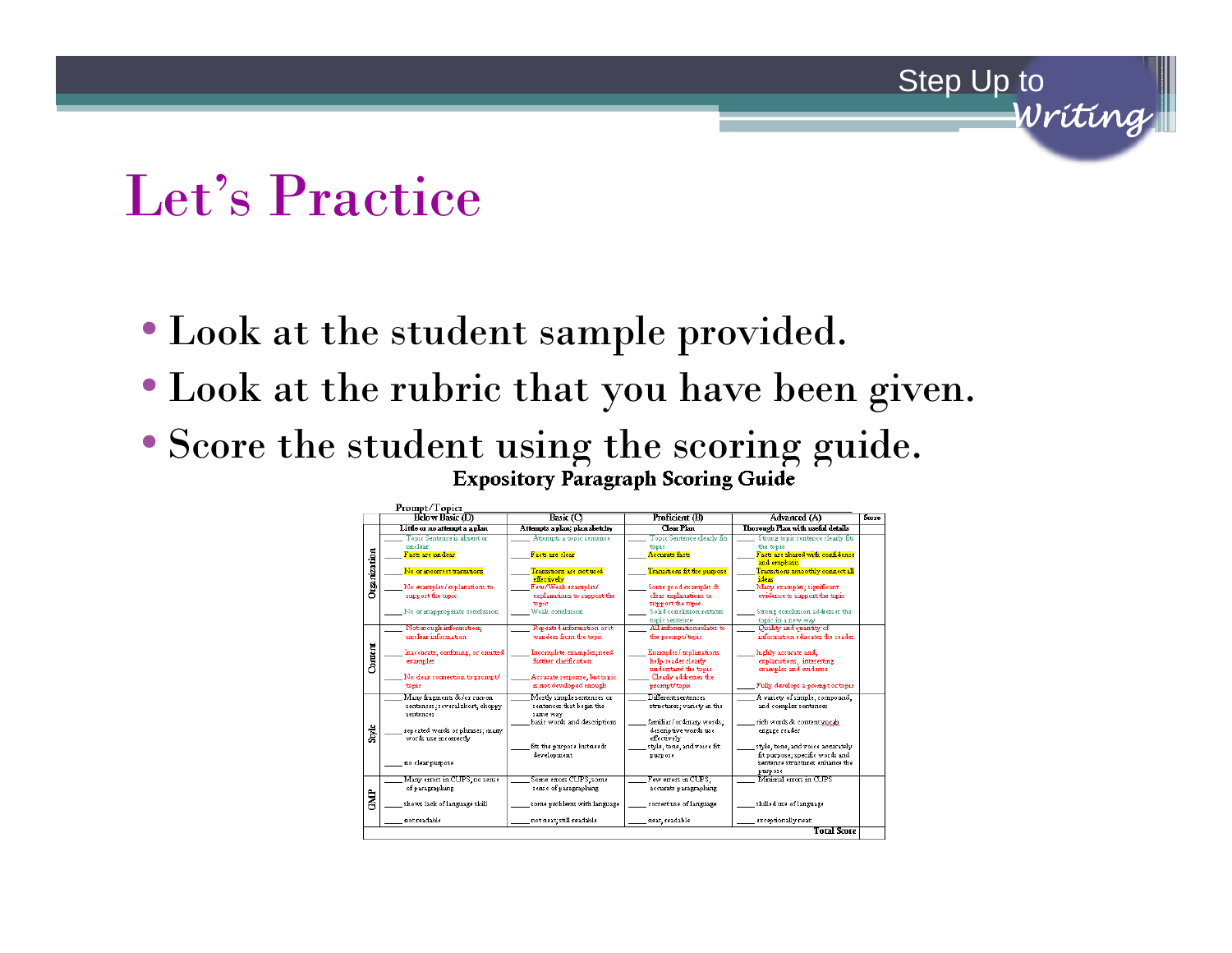# Let's Practice

- Look at the student sample provided.
- Look at the rubric that you have been given.
- Score the student using the scoring guide.

## Expository Paragraph Scoring Guide

Prompt/Topic:

| | Below Basic (D) | Basic (C) | Proficient (B) | Advanced (A) | Score |
|---|---|---|---|---|---|
| | Little or no attempt a a plan | Attempts a plan; plan sketchy | Clear Plan | Thorough Plan with useful details | |
| Organization | ____ Topic Sentence is absent or unclear<br>____ Facts are unclear<br>____ No or incorrect transitions<br>____ No examples/explanations to support the topic<br>____ No or inappropriate conclusion | ____ Attempts a topic sentence<br>____ Facts are clear<br>____ Transitions are not used effectively<br>____ Few/Weak examples/explanations to support the topic<br>____ Weak conclusion | ____ Topic Sentence clearly fits topic<br>____ Accurate facts<br>____ Transitions fit the purpose<br>____ Some good examples & clear explanations to support the topic<br>____ Solid conclusion restates topic sentence | ____ Strong topic sentence clearly fits the topic<br>____ Facts are shared with confidence and emphasis<br>____ Transitions smoothly connect all ideas<br>____ Many examples; significant evidence to support the topic<br>____ Strong conclusion addresses the topic in a new way | |
| Content | ____ Not enough information; unclear information<br>____ Inaccurate, confusing, or omitted examples<br>____ No clear connection to prompt/topic | ____ Repeated information or it wanders from the topic<br>____ Incomplete examples; need further clarification<br>____ Accurate response, but topic is not developed enough | ____ All information relates to the prompt/topic<br>____ Examples/explanations help reader clearly understand the topic<br>____ Clearly addresses the prompt/topic | ____ Quality and quantity of information educates the reader<br>____ highly accurate and, explanations, interesting examples and evidence<br>____ Fully develops a prompt or topic | |
| Style | ____ Many fragments &/or run-on sentences; several short, choppy sentences<br>____ repeated words or phrases; many words use incorrectly<br>____ no clear purpose | ____ Mostly simple sentences or sentences that begin the same way<br>____ basic words and descriptions<br>____ fit the purpose but needs development | ____ Different sentences structures; variety in the<br>____ familiar/ordinary words; descriptive words use effectively<br>____ style, tone, and voice fit purpose | ____ A variety of simple, compound, and complex sentences<br>____ rich words & content vocab engage reader<br>____ style, tone, and voice accurately fit purpose; specific words and sentence structures enhance the purpose | |
| GMP | ____ Many errors in CUPS; no sense of paragraphing<br>____ shows lack of language skill<br>____ not readable | ____ Some errors CUPS; some sense of paragraphing<br>____ some problems with language<br>____ not neat; still readable | ____ Few errors in CUPS; accurate paragraphing<br>____ correct use of language<br>____ neat, readable | ____ Minimal errors in CUPS<br>____ skilled use of language<br>____ exceptionally neat | |
| | | | | **Total Score** | |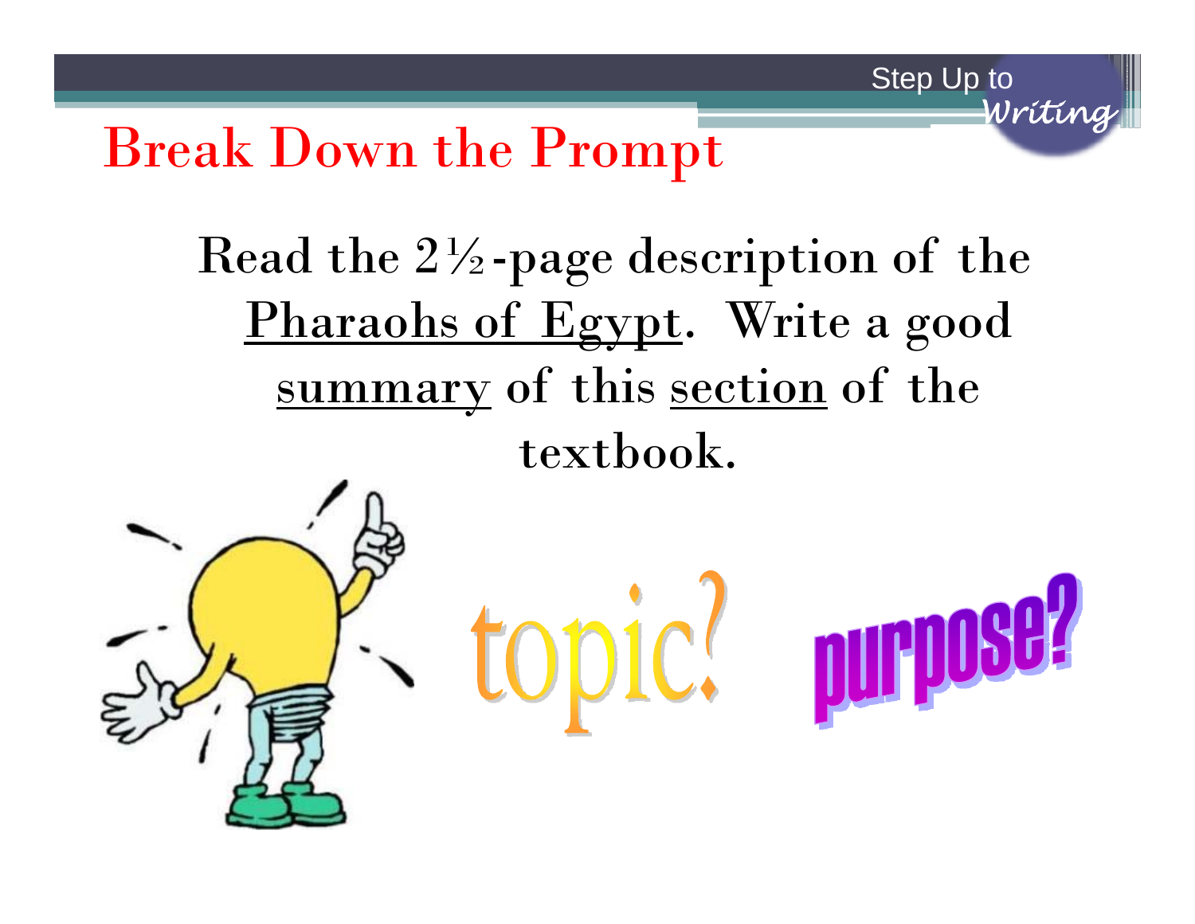# Break Down the Prompt

Read the 2½-page description of the Pharaohs of Egypt. Write a good summary of this section of the textbook.

topic?

purpose?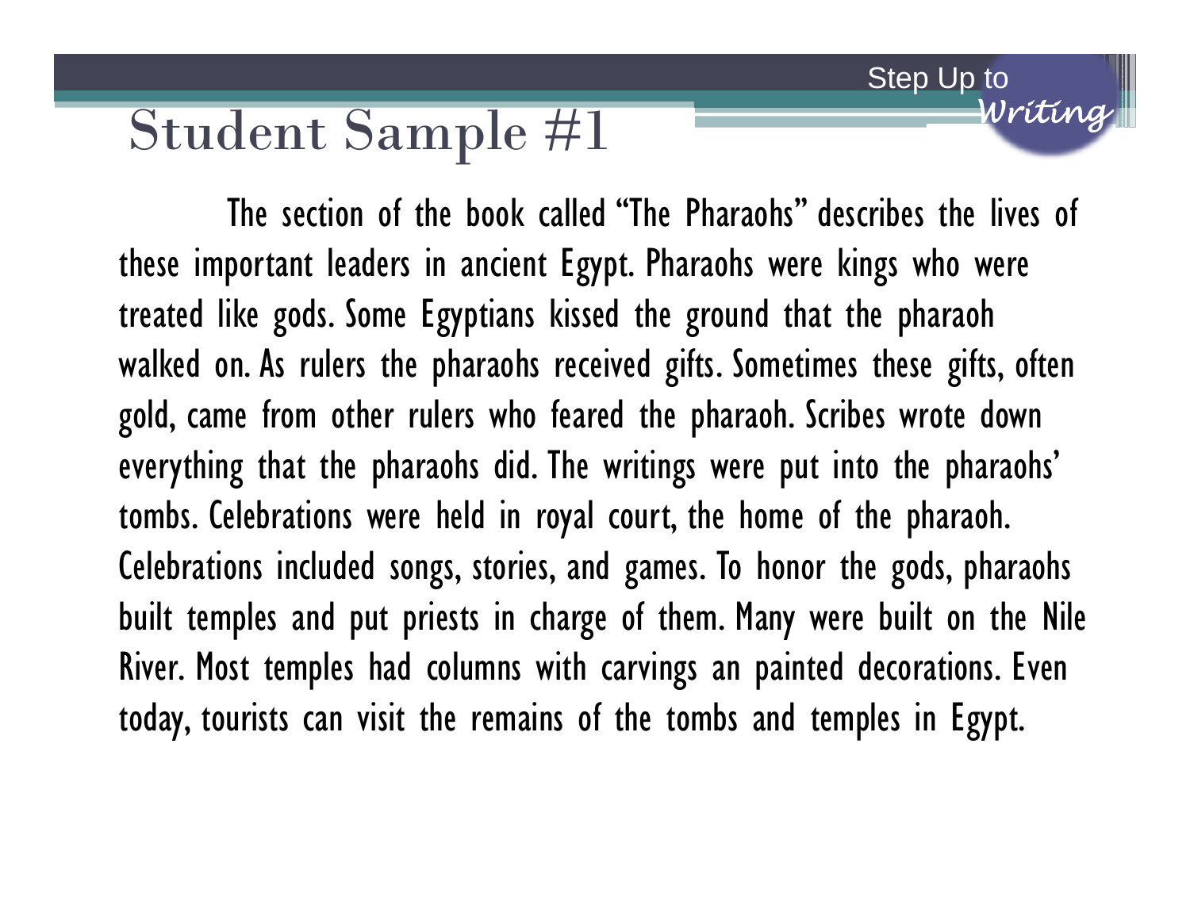# Student Sample #1

The section of the book called "The Pharaohs" describes the lives of these important leaders in ancient Egypt. Pharaohs were kings who were treated like gods. Some Egyptians kissed the ground that the pharaoh walked on. As rulers the pharaohs received gifts. Sometimes these gifts, often gold, came from other rulers who feared the pharaoh. Scribes wrote down everything that the pharaohs did. The writings were put into the pharaohs' tombs. Celebrations were held in royal court, the home of the pharaoh. Celebrations included songs, stories, and games. To honor the gods, pharaohs built temples and put priests in charge of them. Many were built on the Nile River. Most temples had columns with carvings an painted decorations. Even today, tourists can visit the remains of the tombs and temples in Egypt.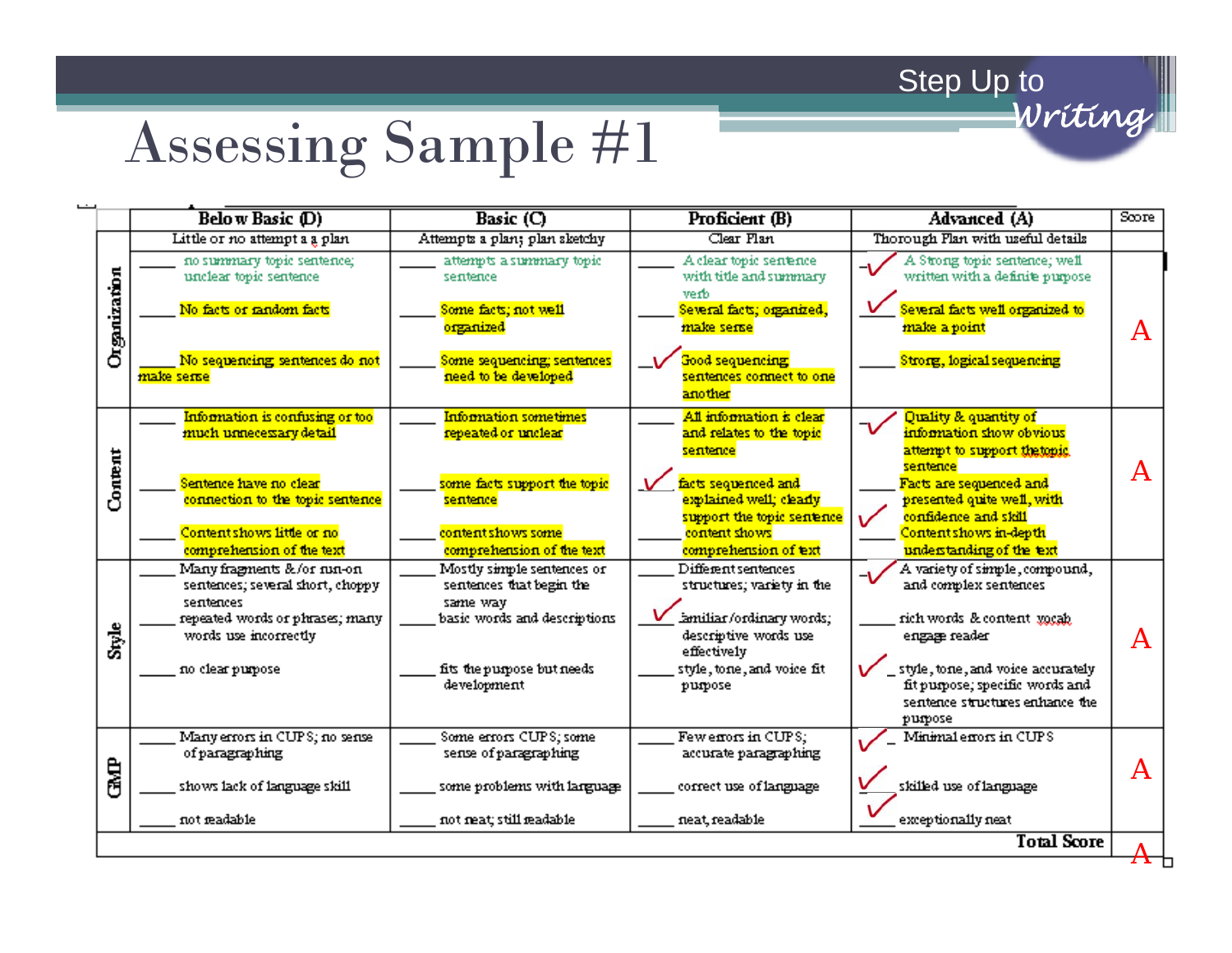# Assessing Sample #1

Step Up to Writing

| | Below Basic (D) | Basic (C) | Proficient (B) | Advanced (A) | Score |
|---|---|---|---|---|---|
| | Little or no attempt a a plan | Attempts a plan; plan sketchy | Clear Plan | Thorough Plan with useful details | |
| **Organization** | ____ no summary topic sentence; unclear topic sentence<br>____ No facts or random facts<br>____ No sequencing sentences do not make sense | ____ attempts a summary topic sentence<br>____ Some facts; not well organized<br>____ Some sequencing; sentences need to be developed | ____ A clear topic sentence with title and summary verb<br>____ Several facts; organized, make sense<br>✓ Good sequencing sentences connect to one another | ✓ A Strong topic sentence; well written with a definite purpose<br>✓ Several facts well organized to make a point<br>____ Strong, logical sequencing | A |
| **Content** | ____ Information is confusing or too much unnecessary detail<br>____ Sentence have no clear connection to the topic sentence<br>____ Content shows little or no comprehension of the text | ____ Information sometimes repeated or unclear<br>____ some facts support the topic sentence<br>____ content shows some comprehension of the text | ____ All information is clear and relates to the topic sentence<br>✓ facts sequenced and explained well; clearly support the topic sentence<br>____ content shows comprehension of text | ✓ Quality & quantity of information show obvious attempt to support the topic sentence<br>____ Facts are sequenced and presented quite well, with confidence and skill<br>✓ Content shows in-depth understanding of the text | A |
| **Style** | ____ Many fragments &/or run-on sentences; several short, choppy sentences<br>____ repeated words or phrases; many words use incorrectly<br>____ no clear purpose | ____ Mostly simple sentences or sentences that begin the same way<br>____ basic words and descriptions<br>____ fits the purpose but needs development | ____ Different sentences structures; variety in the<br>✓ familiar/ordinary words; descriptive words use effectively<br>____ style, tone, and voice fit purpose | ✓ A variety of simple, compound, and complex sentences<br>____ rich words & content vocab engage reader<br>✓ style, tone, and voice accurately fit purpose; specific words and sentence structures enhance the purpose | A |
| **GMP** | ____ Many errors in CUPS; no sense of paragraphing<br>____ shows lack of language skill<br>____ not readable | ____ Some errors CUPS; some sense of paragraphing<br>____ some problems with language<br>____ not neat; still readable | ____ Few errors in CUPS; accurate paragraphing<br>____ correct use of language<br>____ neat, readable | ✓ Minimal errors in CUPS<br>✓ skilled use of language<br>✓ exceptionally neat | A |
| | | | | **Total Score** | A |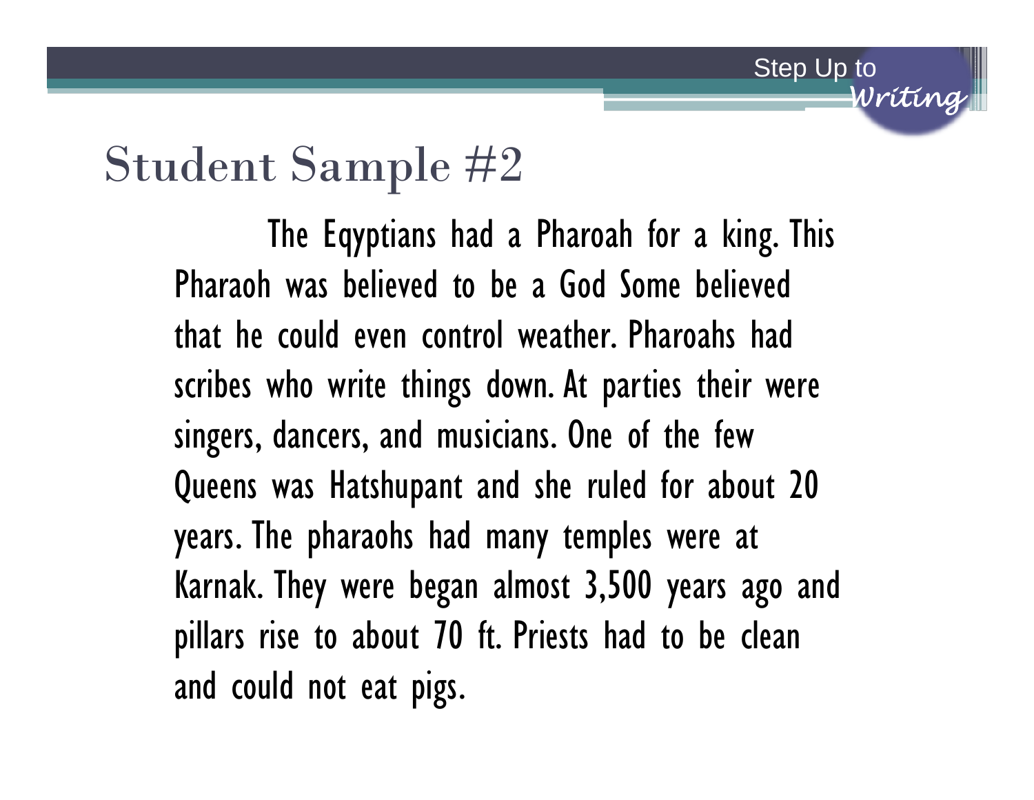## Student Sample #2

The Eqyptians had a Pharoah for a king. This Pharaoh was believed to be a God Some believed that he could even control weather. Pharoahs had scribes who write things down. At parties their were singers, dancers, and musicians. One of the few Queens was Hatshupant and she ruled for about 20 years. The pharaohs had many temples were at Karnak. They were began almost 3,500 years ago and pillars rise to about 70 ft. Priests had to be clean and could not eat pigs.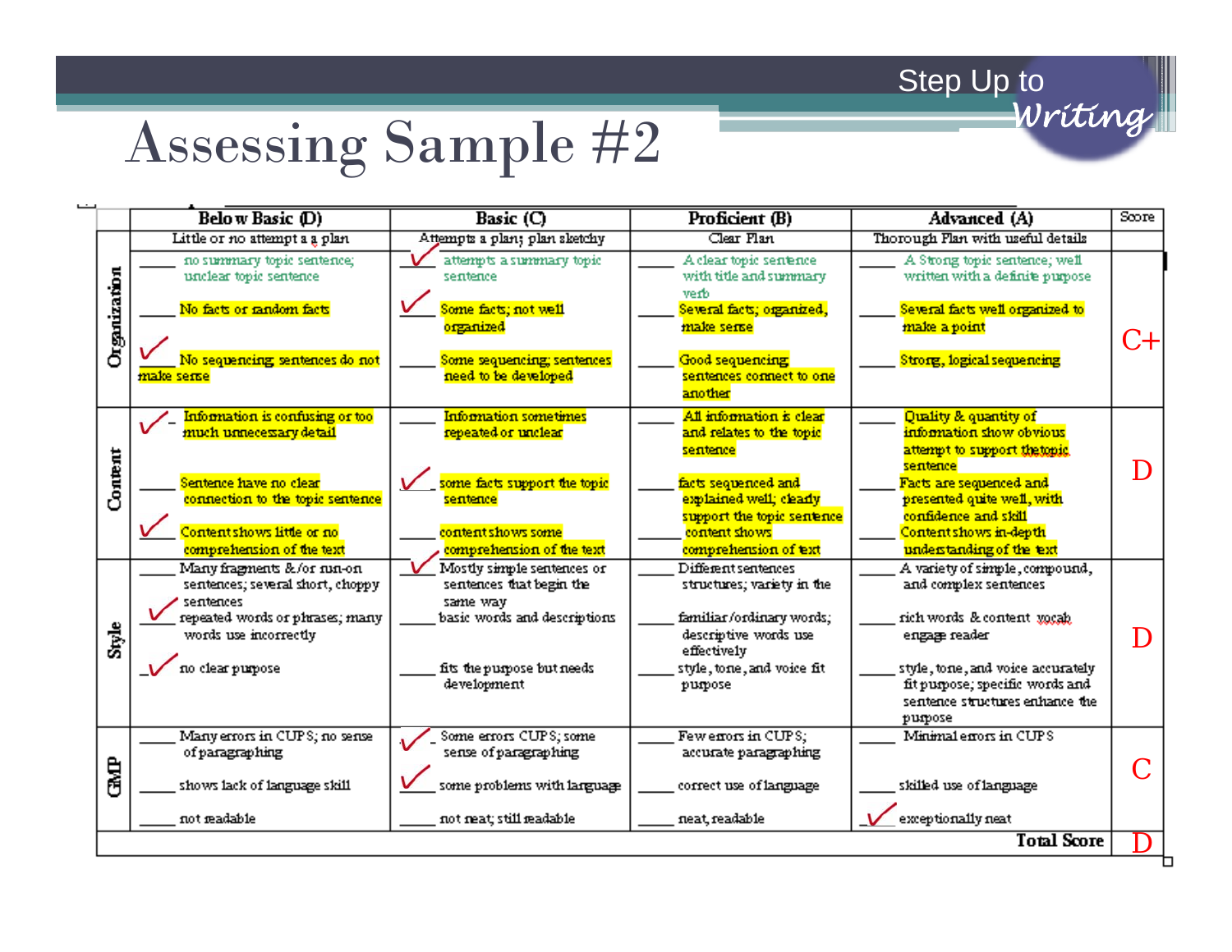# Assessing Sample #2

|  | Below Basic (D) | Basic (C) | Proficient (B) | Advanced (A) | Score |
|---|---|---|---|---|---|
|  | Little or no attempt a a plan | Attempts a plan; plan sketchy | Clear Plan | Thorough Plan with useful details |  |
| Organization | ____ no summary topic sentence; unclear topic sentence<br><br>____ No facts or random facts<br><br>✓ No sequencing sentences do not make sense | ✓ attempts a summary topic sentence<br><br>✓ Some facts; not well organized<br><br>____ Some sequencing; sentences need to be developed | ____ A clear topic sentence with title and summary verb<br><br>____ Several facts; organized, make sense<br><br>____ Good sequencing sentences connect to one another | ____ A Strong topic sentence; well written with a definite purpose<br><br>____ Several facts well organized to make a point<br><br>____ Strong, logical sequencing | C+ |
| Content | ✓ Information is confusing or too much unnecessary detail<br><br>____ Sentence have no clear connection to the topic sentence<br><br>✓ Content shows little or no comprehension of the text | ____ Information sometimes repeated or unclear<br><br>✓ some facts support the topic sentence<br><br>____ content shows some comprehension of the text | ____ All information is clear and relates to the topic sentence<br><br>____ facts sequenced and explained well; clearly support the topic sentence<br><br>____ content shows comprehension of text | ____ Quality & quantity of information show obvious attempt to support the topic sentence<br><br>____ Facts are sequenced and presented quite well, with confidence and skill<br><br>____ Content shows in-depth understanding of the text | D |
| Style | ____ Many fragments &/or run-on sentences; several short, choppy sentences<br><br>✓ repeated words or phrases; many words use incorrectly<br><br>✓ no clear purpose | ✓ Mostly simple sentences or sentences that begin the same way<br><br>____ basic words and descriptions<br><br>____ fits the purpose but needs development | ____ Different sentences structures; variety in the<br><br>____ familiar/ordinary words; descriptive words use effectively<br><br>____ style, tone, and voice fit purpose | ____ A variety of simple, compound, and complex sentences<br><br>____ rich words & content vocab engage reader<br><br>____ style, tone, and voice accurately fit purpose; specific words and sentence structures enhance the purpose | D |
| GMP | ____ Many errors in CUPS; no sense of paragraphing<br><br>____ shows lack of language skill<br><br>____ not readable | ✓ Some errors CUPS; some sense of paragraphing<br><br>✓ some problems with language<br><br>____ not neat; still readable | ____ Few errors in CUPS; accurate paragraphing<br><br>____ correct use of language<br><br>____ neat, readable | ____ Minimal errors in CUPS<br><br>____ skilled use of language<br><br>✓ exceptionally neat | C |
|  |  |  |  | **Total Score** | D |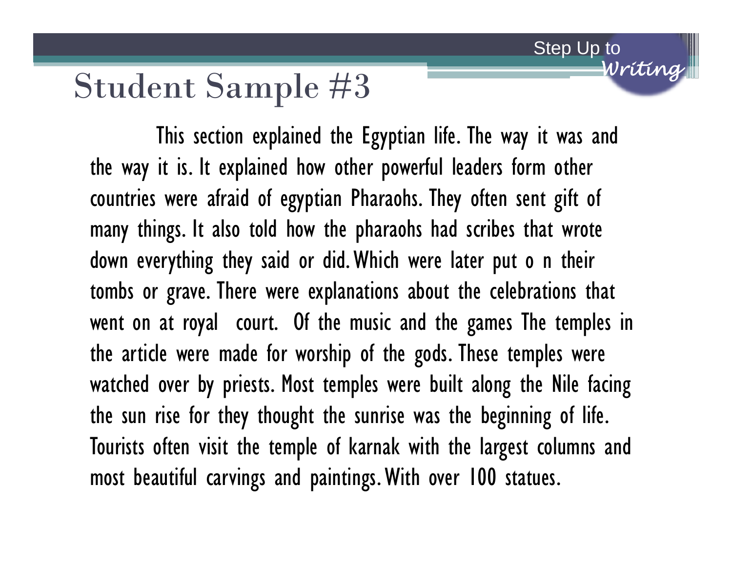# Student Sample #3

This section explained the Egyptian life. The way it was and the way it is. It explained how other powerful leaders form other countries were afraid of egyptian Pharaohs. They often sent gift of many things. It also told how the pharaohs had scribes that wrote down everything they said or did. Which were later put o n their tombs or grave. There were explanations about the celebrations that went on at royal court. Of the music and the games The temples in the article were made for worship of the gods. These temples were watched over by priests. Most temples were built along the Nile facing the sun rise for they thought the sunrise was the beginning of life. Tourists often visit the temple of karnak with the largest columns and most beautiful carvings and paintings. With over 100 statues.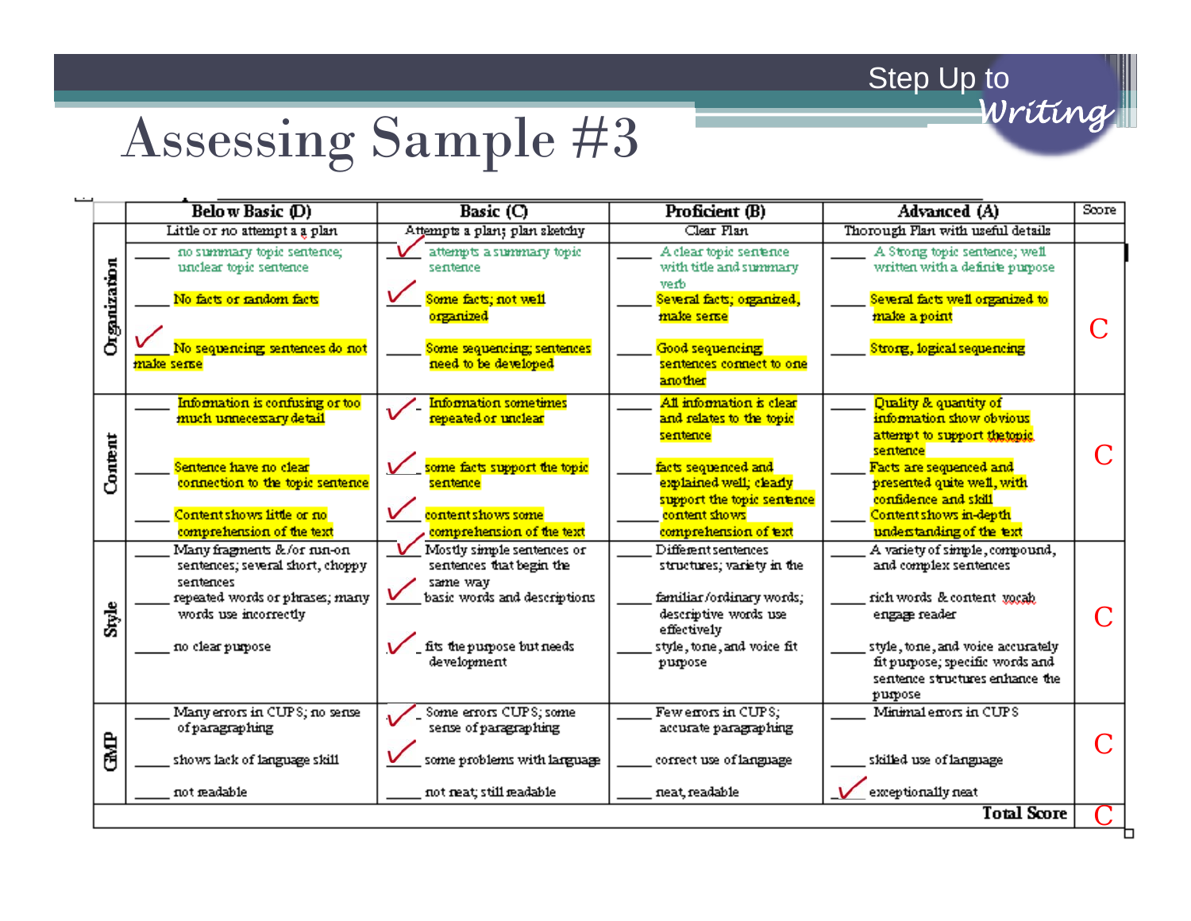# Assessing Sample #3

| | Below Basic (D) | Basic (C) | Proficient (B) | Advanced (A) | Score |
|---|---|---|---|---|---|
| | Little or no attempt a a plan | Attempts a plan; plan sketchy | Clear Plan | Thorough Plan with useful details | |
| **Organization** | ____ no summary topic sentence; unclear topic sentence<br>____ No facts or random facts<br>✓ No sequencing sentences do not make sense | ✓ attempts a summary topic sentence<br>✓ Some facts; not well organized<br>____ Some sequencing; sentences need to be developed | ____ A clear topic sentence with title and summary verb<br>____ Several facts; organized, make sense<br>____ Good sequencing sentences connect to one another | ____ A Strong topic sentence; well written with a definite purpose<br>____ Several facts well organized to make a point<br>____ Strong, logical sequencing | C |
| **Content** | ____ Information is confusing or too much unnecessary detail<br>____ Sentence have no clear connection to the topic sentence<br>____ Content shows little or no comprehension of the text | ✓ Information sometimes repeated or unclear<br>✓ some facts support the topic sentence<br>✓ content shows some comprehension of the text | ____ All information is clear and relates to the topic sentence<br>____ facts sequenced and explained well; clearly support the topic sentence<br>____ content shows comprehension of text | ____ Quality & quantity of information show obvious attempt to support the topic sentence<br>____ Facts are sequenced and presented quite well, with confidence and skill<br>____ Content shows in-depth understanding of the text | C |
| **Style** | ____ Many fragments &/or run-on sentences; several short, choppy sentences<br>____ repeated words or phrases; many words use incorrectly<br>____ no clear purpose | ✓ Mostly simple sentences or sentences that begin the same way<br>✓ basic words and descriptions<br>✓ fits the purpose but needs development | ____ Different sentences structures; variety in the<br>____ familiar/ordinary words; descriptive words use effectively<br>____ style, tone, and voice fit purpose | ____ A variety of simple, compound, and complex sentences<br>____ rich words & content vocab engage reader<br>____ style, tone, and voice accurately fit purpose; specific words and sentence structures enhance the purpose | C |
| **GMP** | ____ Many errors in CUPS; no sense of paragraphing<br>____ shows lack of language skill<br>____ not readable | ✓ Some errors CUPS; some sense of paragraphing<br>✓ some problems with language<br>____ not neat; still readable | ____ Few errors in CUPS; accurate paragraphing<br>____ correct use of language<br>____ neat, readable | ____ Minimal errors in CUPS<br>____ skilled use of language<br>✓ exceptionally neat | C |
| | | | | **Total Score** | C |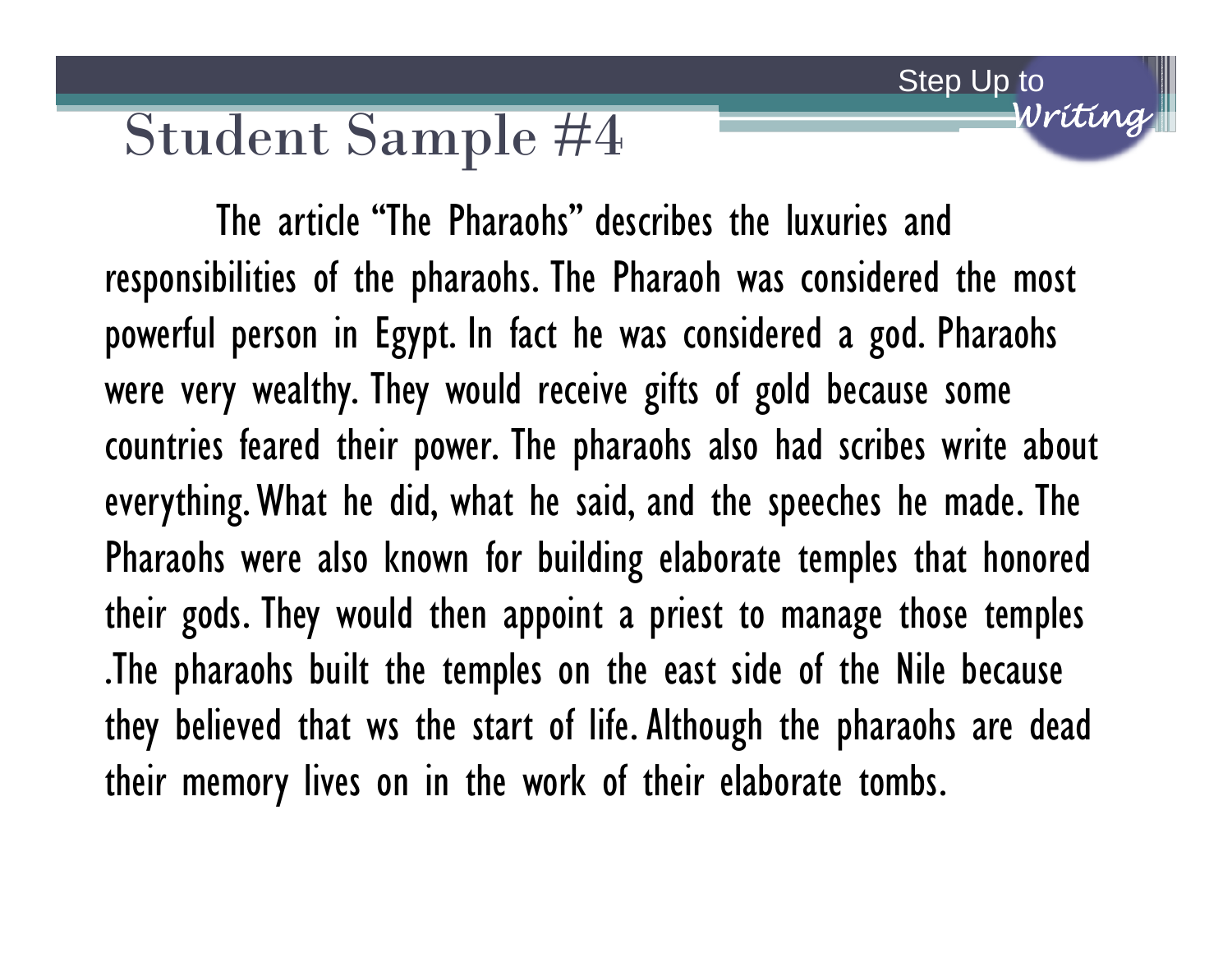# Student Sample #4

The article "The Pharaohs" describes the luxuries and responsibilities of the pharaohs. The Pharaoh was considered the most powerful person in Egypt. In fact he was considered a god. Pharaohs were very wealthy. They would receive gifts of gold because some countries feared their power. The pharaohs also had scribes write about everything. What he did, what he said, and the speeches he made. The Pharaohs were also known for building elaborate temples that honored their gods. They would then appoint a priest to manage those temples .The pharaohs built the temples on the east side of the Nile because they believed that ws the start of life. Although the pharaohs are dead their memory lives on in the work of their elaborate tombs.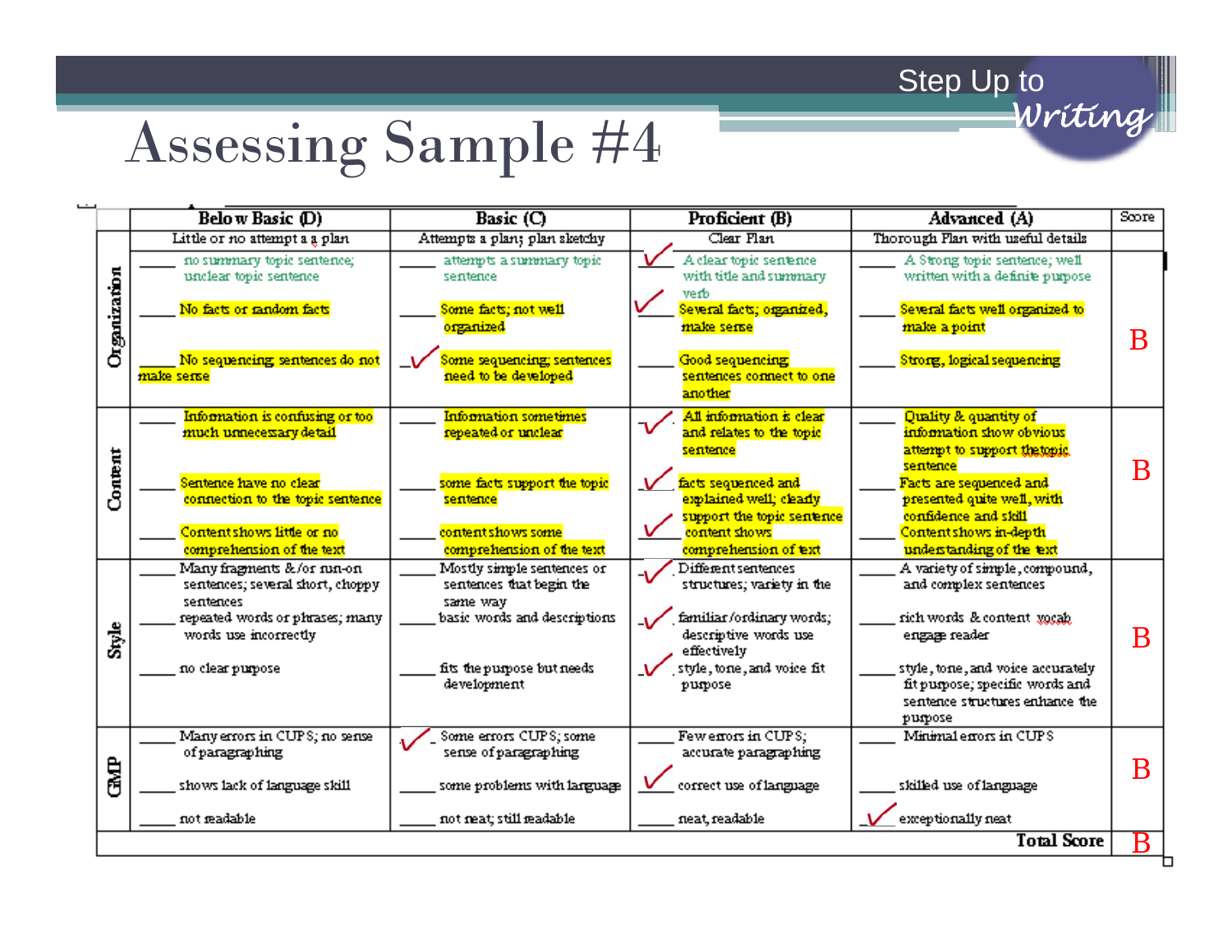# Assessing Sample #4

| | Below Basic (D) | Basic (C) | Proficient (B) | Advanced (A) | Score |
|---|---|---|---|---|---|
| | Little or no attempt a a plan | Attempts a plan; plan sketchy | Clear Plan | Thorough Plan with useful details | |
| **Organization** | ____ no summary topic sentence; unclear topic sentence<br>____ No facts or random facts<br>____ No sequencing sentences do not make sense | ____ attempts a summary topic sentence<br>____ Some facts; not well organized<br>✓ Some sequencing; sentences need to be developed | ✓ A clear topic sentence with title and summary verb<br>✓ Several facts; organized, make sense<br>____ Good sequencing sentences connect to one another | ____ A Strong topic sentence; well written with a definite purpose<br>____ Several facts well organized to make a point<br>____ Strong, logical sequencing | B |
| **Content** | ____ Information is confusing or too much unnecessary detail<br>____ Sentence have no clear connection to the topic sentence<br>____ Content shows little or no comprehension of the text | ____ Information sometimes repeated or unclear<br>____ some facts support the topic sentence<br>____ content shows some comprehension of the text | ✓ All information is clear and relates to the topic sentence<br>✓ facts sequenced and explained well; clearly support the topic sentence<br>✓ content shows comprehension of text | ____ Quality & quantity of information show obvious attempt to support the topic sentence<br>____ Facts are sequenced and presented quite well, with confidence and skill<br>____ Content shows in-depth understanding of the text | B |
| **Style** | ____ Many fragments &/or run-on sentences; several short, choppy sentences<br>____ repeated words or phrases; many words use incorrectly<br>____ no clear purpose | ____ Mostly simple sentences or sentences that begin the same way<br>____ basic words and descriptions<br>____ fits the purpose but needs development | ✓ Different sentences structures; variety in the<br>✓ familiar/ordinary words; descriptive words use effectively<br>✓ style, tone, and voice fit purpose | ____ A variety of simple, compound, and complex sentences<br>____ rich words & content vocab engage reader<br>____ style, tone, and voice accurately fit purpose; specific words and sentence structures enhance the purpose | B |
| **GMP** | ____ Many errors in CUPS; no sense of paragraphing<br>____ shows lack of language skill<br>____ not readable | ✓ Some errors CUPS; some sense of paragraphing<br>____ some problems with language<br>____ not neat; still readable | ____ Few errors in CUPS; accurate paragraphing<br>✓ correct use of language<br>____ neat, readable | ____ Minimal errors in CUPS<br>____ skilled use of language<br>✓ exceptionally neat | B |
| | | | | **Total Score** | B |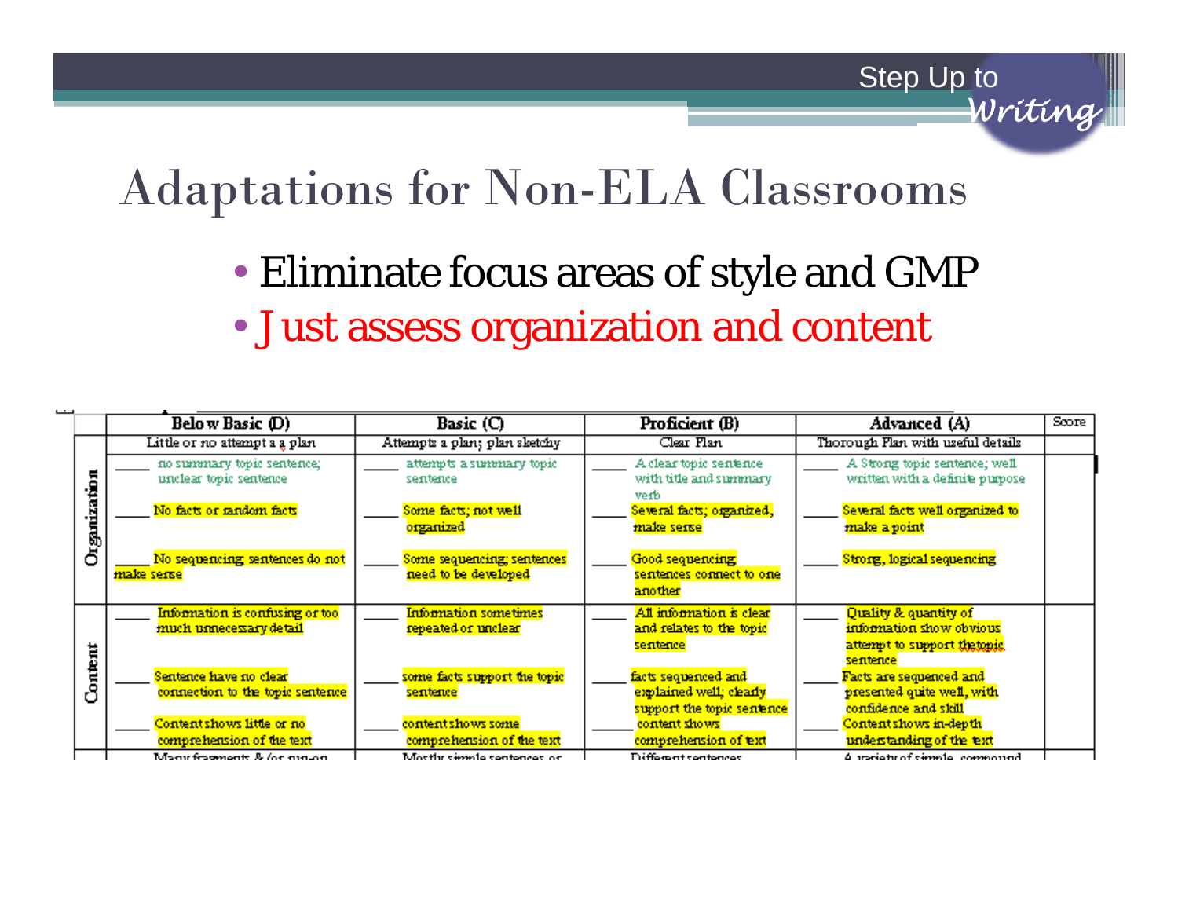# Adaptations for Non-ELA Classrooms

- Eliminate focus areas of style and GMP
- Just assess organization and content

| | Below Basic (D) | Basic (C) | Proficient (B) | Advanced (A) | Score |
|---|---|---|---|---|---|
| | Little or no attempt a a plan | Attempts a plan; plan sketchy | Clear Plan | Thorough Plan with useful details | |
| Organization | ____ no summary topic sentence; unclear topic sentence<br><br>____ No facts or random facts<br><br>____ No sequencing sentences do not make sense | ____ attempts a summary topic sentence<br><br>____ Some facts; not well organized<br><br>____ Some sequencing; sentences need to be developed | ____ A clear topic sentence with title and summary verb<br><br>____ Several facts; organized, make sense<br><br>____ Good sequencing sentences connect to one another | ____ A Strong topic sentence; well written with a definite purpose<br><br>____ Several facts well organized to make a point<br><br>____ Strong, logical sequencing | |
| Content | ____ Information is confusing or too much unnecessary detail<br><br>____ Sentence have no clear connection to the topic sentence<br><br>____ Content shows little or no comprehension of the text | ____ Information sometimes repeated or unclear<br><br>____ some facts support the topic sentence<br><br>____ content shows some comprehension of the text | ____ All information is clear and relates to the topic sentence<br><br>____ facts sequenced and explained well; clearly support the topic sentence<br><br>____ content shows comprehension of text | ____ Quality & quantity of information show obvious attempt to support thetopic sentence<br><br>____ Facts are sequenced and presented quite well, with confidence and skill<br><br>____ Content shows in-depth understanding of the text | |
| | Many fragments & /or run-on | Mostly simple sentences or | Different sentences | A variety of simple, compound | |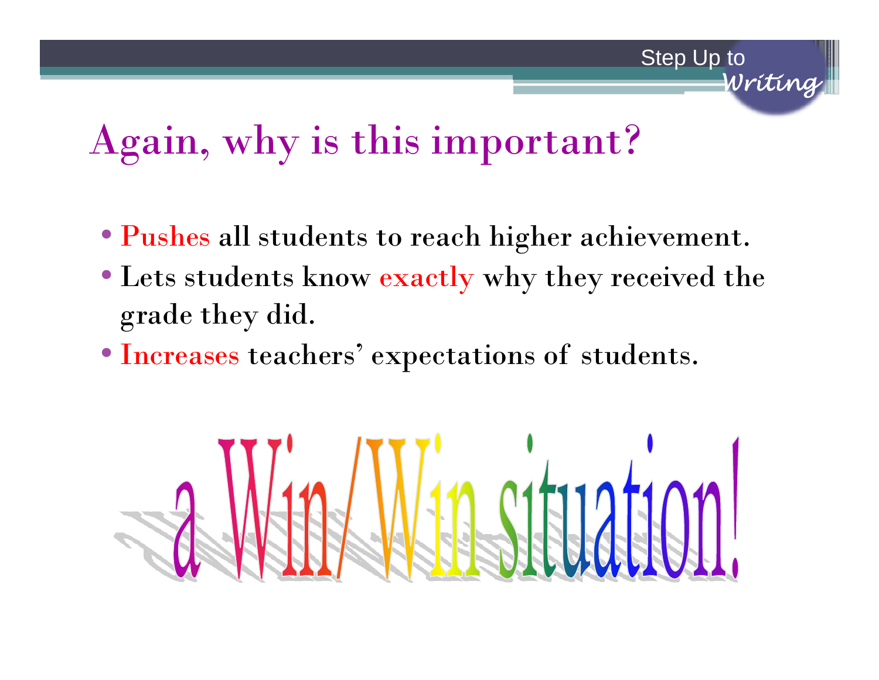# Again, why is this important?

- Pushes all students to reach higher achievement.
- Lets students know exactly why they received the grade they did.
- Increases teachers' expectations of students.

a Win/Win situation!